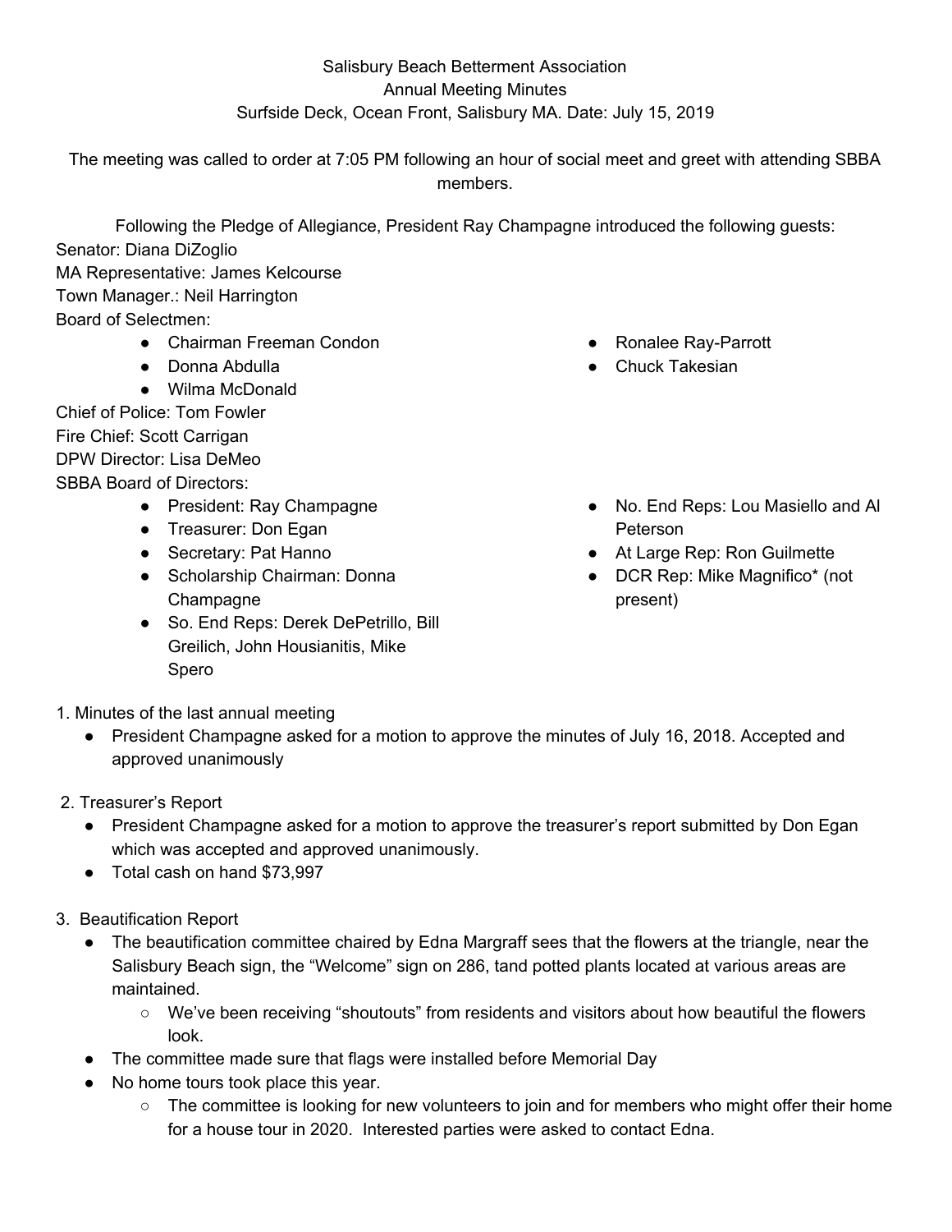Salisbury Beach Betterment Association
Annual Meeting Minutes
Surfside Deck, Ocean Front, Salisbury MA. Date: July 15, 2019

The meeting was called to order at 7:05 PM following an hour of social meet and greet with attending SBBA members.

Following the Pledge of Allegiance, President Ray Champagne introduced the following guests:

Senator: Diana DiZoglio
MA Representative: James Kelcourse
Town Manager.: Neil Harrington
Board of Selectmen:

- Chairman Freeman Condon
- Donna Abdulla
- Wilma McDonald
- Ronalee Ray-Parrott
- Chuck Takesian

Chief of Police: Tom Fowler
Fire Chief: Scott Carrigan
DPW Director: Lisa DeMeo
SBBA Board of Directors:

- President: Ray Champagne
- Treasurer: Don Egan
- Secretary: Pat Hanno
- Scholarship Chairman: Donna Champagne
- So. End Reps: Derek DePetrillo, Bill Greilich, John Housianitis, Mike Spero
- No. End Reps: Lou Masiello and Al Peterson
- At Large Rep: Ron Guilmette
- DCR Rep: Mike Magnifico* (not present)

1. Minutes of the last annual meeting
   - President Champagne asked for a motion to approve the minutes of July 16, 2018. Accepted and approved unanimously

2. Treasurer's Report
   - President Champagne asked for a motion to approve the treasurer's report submitted by Don Egan which was accepted and approved unanimously.
   - Total cash on hand $73,997

3. Beautification Report
   - The beautification committee chaired by Edna Margraff sees that the flowers at the triangle, near the Salisbury Beach sign, the "Welcome" sign on 286, tand potted plants located at various areas are maintained.
     - We've been receiving "shoutouts" from residents and visitors about how beautiful the flowers look.
   - The committee made sure that flags were installed before Memorial Day
   - No home tours took place this year.
     - The committee is looking for new volunteers to join and for members who might offer their home for a house tour in 2020. Interested parties were asked to contact Edna.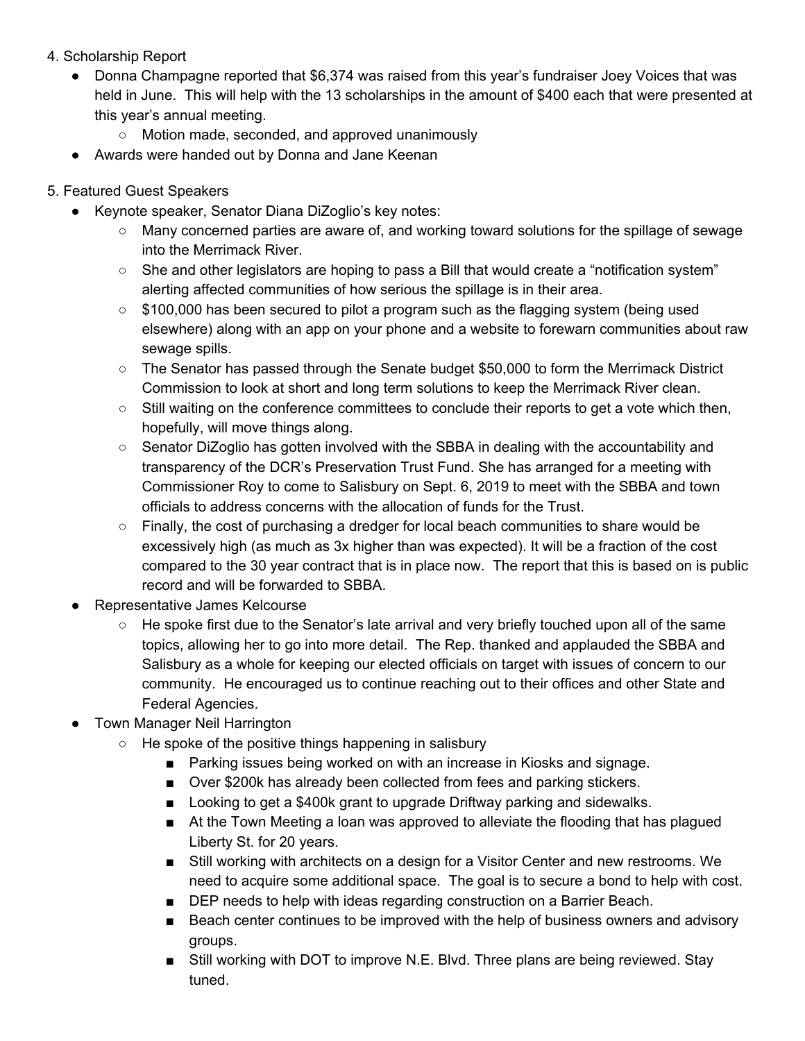4. Scholarship Report
   - Donna Champagne reported that $6,374 was raised from this year's fundraiser Joey Voices that was held in June. This will help with the 13 scholarships in the amount of $400 each that were presented at this year's annual meeting.
     - Motion made, seconded, and approved unanimously
   - Awards were handed out by Donna and Jane Keenan

5. Featured Guest Speakers
   - Keynote speaker, Senator Diana DiZoglio's key notes:
     - Many concerned parties are aware of, and working toward solutions for the spillage of sewage into the Merrimack River.
     - She and other legislators are hoping to pass a Bill that would create a "notification system" alerting affected communities of how serious the spillage is in their area.
     - $100,000 has been secured to pilot a program such as the flagging system (being used elsewhere) along with an app on your phone and a website to forewarn communities about raw sewage spills.
     - The Senator has passed through the Senate budget $50,000 to form the Merrimack District Commission to look at short and long term solutions to keep the Merrimack River clean.
     - Still waiting on the conference committees to conclude their reports to get a vote which then, hopefully, will move things along.
     - Senator DiZoglio has gotten involved with the SBBA in dealing with the accountability and transparency of the DCR's Preservation Trust Fund. She has arranged for a meeting with Commissioner Roy to come to Salisbury on Sept. 6, 2019 to meet with the SBBA and town officials to address concerns with the allocation of funds for the Trust.
     - Finally, the cost of purchasing a dredger for local beach communities to share would be excessively high (as much as 3x higher than was expected). It will be a fraction of the cost compared to the 30 year contract that is in place now. The report that this is based on is public record and will be forwarded to SBBA.
   - Representative James Kelcourse
     - He spoke first due to the Senator's late arrival and very briefly touched upon all of the same topics, allowing her to go into more detail. The Rep. thanked and applauded the SBBA and Salisbury as a whole for keeping our elected officials on target with issues of concern to our community. He encouraged us to continue reaching out to their offices and other State and Federal Agencies.
   - Town Manager Neil Harrington
     - He spoke of the positive things happening in salisbury
       - Parking issues being worked on with an increase in Kiosks and signage.
       - Over $200k has already been collected from fees and parking stickers.
       - Looking to get a $400k grant to upgrade Driftway parking and sidewalks.
       - At the Town Meeting a loan was approved to alleviate the flooding that has plagued Liberty St. for 20 years.
       - Still working with architects on a design for a Visitor Center and new restrooms. We need to acquire some additional space. The goal is to secure a bond to help with cost.
       - DEP needs to help with ideas regarding construction on a Barrier Beach.
       - Beach center continues to be improved with the help of business owners and advisory groups.
       - Still working with DOT to improve N.E. Blvd. Three plans are being reviewed. Stay tuned.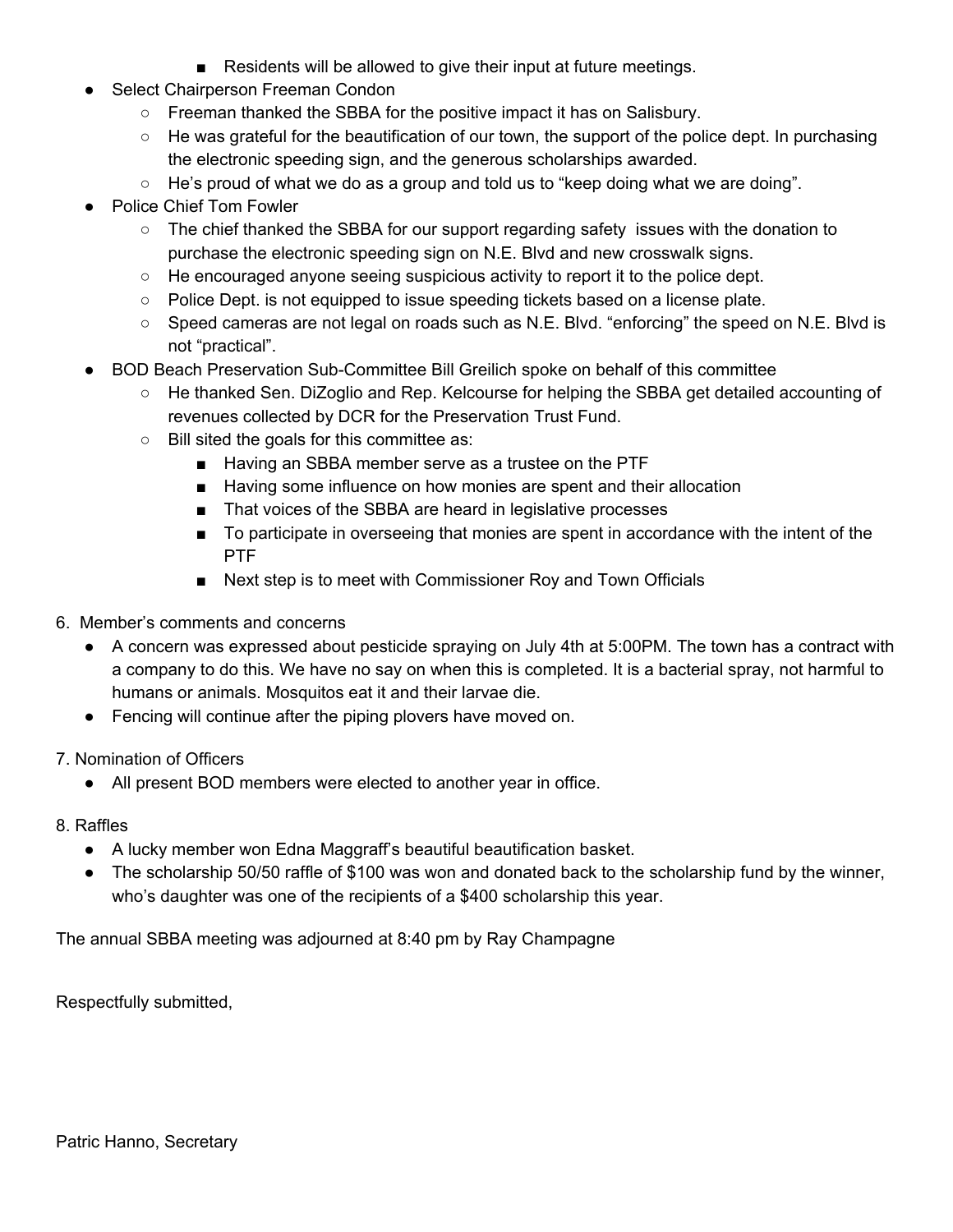- Residents will be allowed to give their input at future meetings.
- Select Chairperson Freeman Condon
    - Freeman thanked the SBBA for the positive impact it has on Salisbury.
    - He was grateful for the beautification of our town, the support of the police dept. In purchasing the electronic speeding sign, and the generous scholarships awarded.
    - He's proud of what we do as a group and told us to "keep doing what we are doing".
- Police Chief Tom Fowler
    - The chief thanked the SBBA for our support regarding safety issues with the donation to purchase the electronic speeding sign on N.E. Blvd and new crosswalk signs.
    - He encouraged anyone seeing suspicious activity to report it to the police dept.
    - Police Dept. is not equipped to issue speeding tickets based on a license plate.
    - Speed cameras are not legal on roads such as N.E. Blvd. "enforcing" the speed on N.E. Blvd is not "practical".
- BOD Beach Preservation Sub-Committee Bill Greilich spoke on behalf of this committee
    - He thanked Sen. DiZoglio and Rep. Kelcourse for helping the SBBA get detailed accounting of revenues collected by DCR for the Preservation Trust Fund.
    - Bill sited the goals for this committee as:
        - Having an SBBA member serve as a trustee on the PTF
        - Having some influence on how monies are spent and their allocation
        - That voices of the SBBA are heard in legislative processes
        - To participate in overseeing that monies are spent in accordance with the intent of the PTF
        - Next step is to meet with Commissioner Roy and Town Officials

6. Member's comments and concerns
    - A concern was expressed about pesticide spraying on July 4th at 5:00PM. The town has a contract with a company to do this. We have no say on when this is completed. It is a bacterial spray, not harmful to humans or animals. Mosquitos eat it and their larvae die.
    - Fencing will continue after the piping plovers have moved on.

7. Nomination of Officers
    - All present BOD members were elected to another year in office.

8. Raffles
    - A lucky member won Edna Maggraff's beautiful beautification basket.
    - The scholarship 50/50 raffle of $100 was won and donated back to the scholarship fund by the winner, who's daughter was one of the recipients of a $400 scholarship this year.

The annual SBBA meeting was adjourned at 8:40 pm by Ray Champagne

Respectfully submitted,

Patric Hanno, Secretary